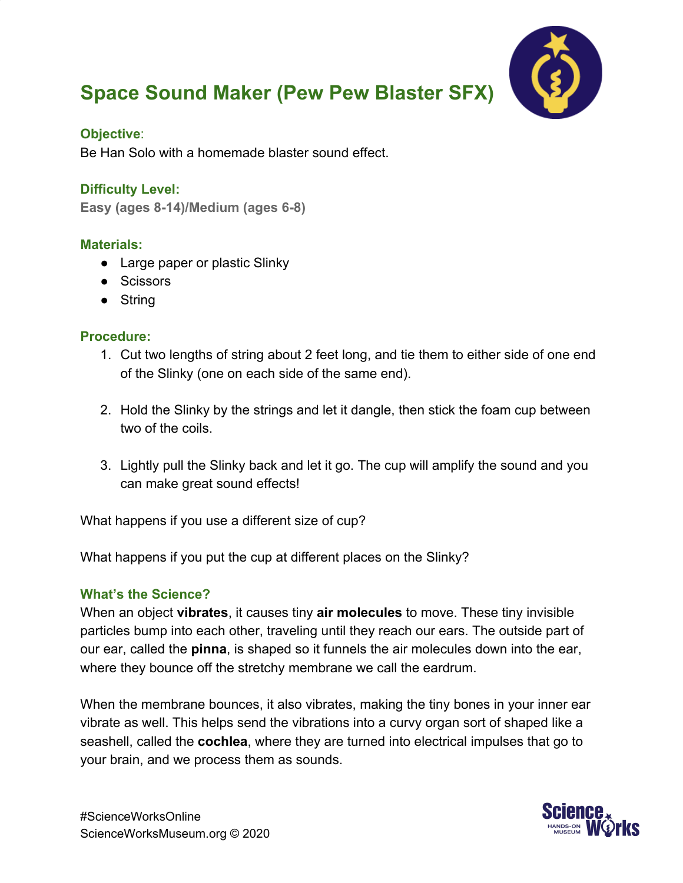# Space Sound Maker (Pew Pew Blaster SFX)

### Objective:

Be Han Solo with a homemade blaster sound effect.

### Difficulty Level:

**Easy (ages 8-14)/Medium (ages 6-8)**

### Materials:

- Large paper or plastic Slinky
- Scissors
- String

### Procedure:

1. Cut two lengths of string about 2 feet long, and tie them to either side of one end of the Slinky (one on each side of the same end).
2. Hold the Slinky by the strings and let it dangle, then stick the foam cup between two of the coils.
3. Lightly pull the Slinky back and let it go. The cup will amplify the sound and you can make great sound effects!

What happens if you use a different size of cup?

What happens if you put the cup at different places on the Slinky?

### What's the Science?

When an object **vibrates**, it causes tiny **air molecules** to move. These tiny invisible particles bump into each other, traveling until they reach our ears. The outside part of our ear, called the **pinna**, is shaped so it funnels the air molecules down into the ear, where they bounce off the stretchy membrane we call the eardrum.

When the membrane bounces, it also vibrates, making the tiny bones in your inner ear vibrate as well. This helps send the vibrations into a curvy organ sort of shaped like a seashell, called the **cochlea**, where they are turned into electrical impulses that go to your brain, and we process them as sounds.

#ScienceWorksOnline
ScienceWorksMuseum.org © 2020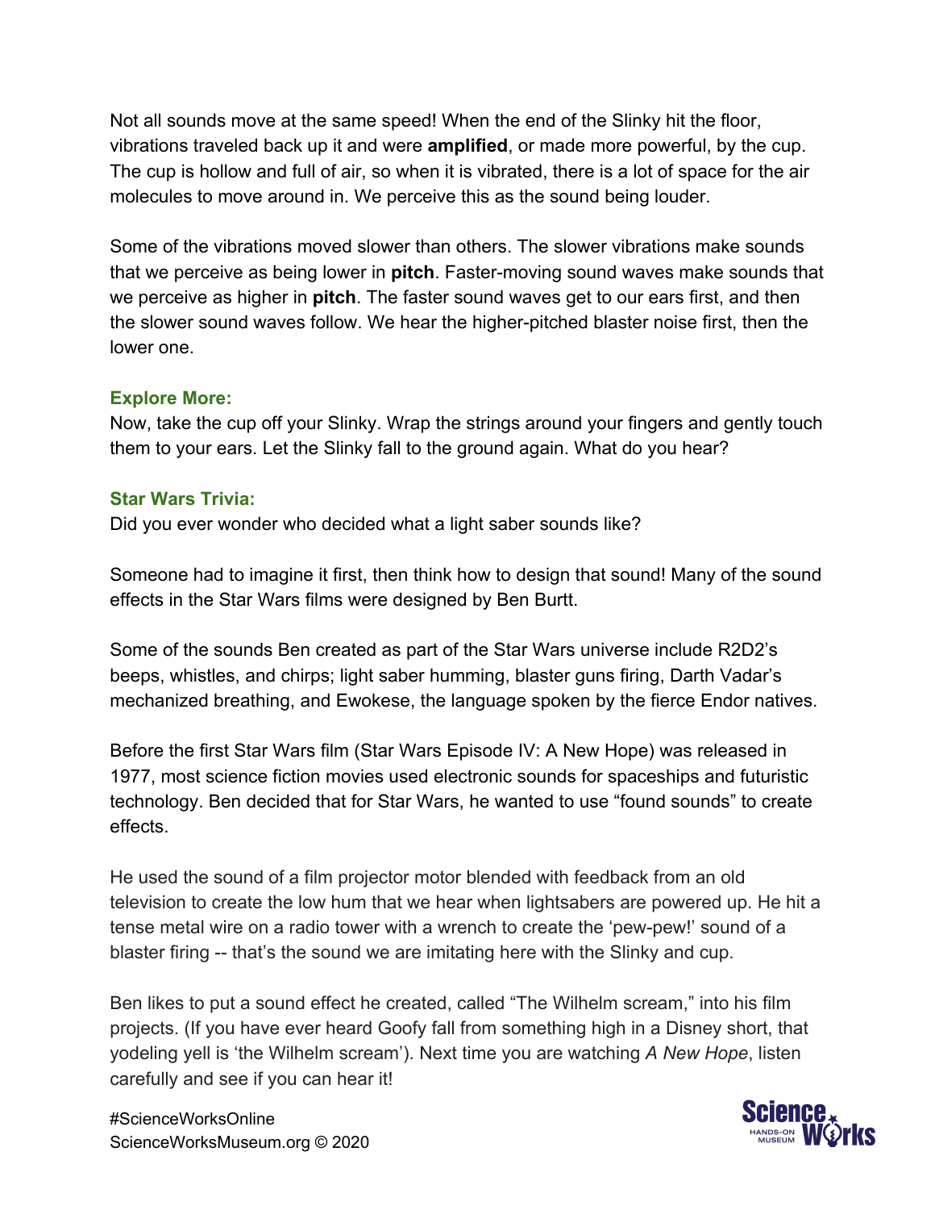Not all sounds move at the same speed! When the end of the Slinky hit the floor, vibrations traveled back up it and were **amplified**, or made more powerful, by the cup. The cup is hollow and full of air, so when it is vibrated, there is a lot of space for the air molecules to move around in. We perceive this as the sound being louder.

Some of the vibrations moved slower than others. The slower vibrations make sounds that we perceive as being lower in **pitch**. Faster-moving sound waves make sounds that we perceive as higher in **pitch**. The faster sound waves get to our ears first, and then the slower sound waves follow. We hear the higher-pitched blaster noise first, then the lower one.

### Explore More:

Now, take the cup off your Slinky. Wrap the strings around your fingers and gently touch them to your ears. Let the Slinky fall to the ground again. What do you hear?

### Star Wars Trivia:

Did you ever wonder who decided what a light saber sounds like?

Someone had to imagine it first, then think how to design that sound! Many of the sound effects in the Star Wars films were designed by Ben Burtt.

Some of the sounds Ben created as part of the Star Wars universe include R2D2's beeps, whistles, and chirps; light saber humming, blaster guns firing, Darth Vadar's mechanized breathing, and Ewokese, the language spoken by the fierce Endor natives.

Before the first Star Wars film (Star Wars Episode IV: A New Hope) was released in 1977, most science fiction movies used electronic sounds for spaceships and futuristic technology. Ben decided that for Star Wars, he wanted to use "found sounds" to create effects.

He used the sound of a film projector motor blended with feedback from an old television to create the low hum that we hear when lightsabers are powered up. He hit a tense metal wire on a radio tower with a wrench to create the 'pew-pew!' sound of a blaster firing -- that's the sound we are imitating here with the Slinky and cup.

Ben likes to put a sound effect he created, called "The Wilhelm scream," into his film projects. (If you have ever heard Goofy fall from something high in a Disney short, that yodeling yell is 'the Wilhelm scream'). Next time you are watching *A New Hope*, listen carefully and see if you can hear it!

#ScienceWorksOnline
ScienceWorksMuseum.org © 2020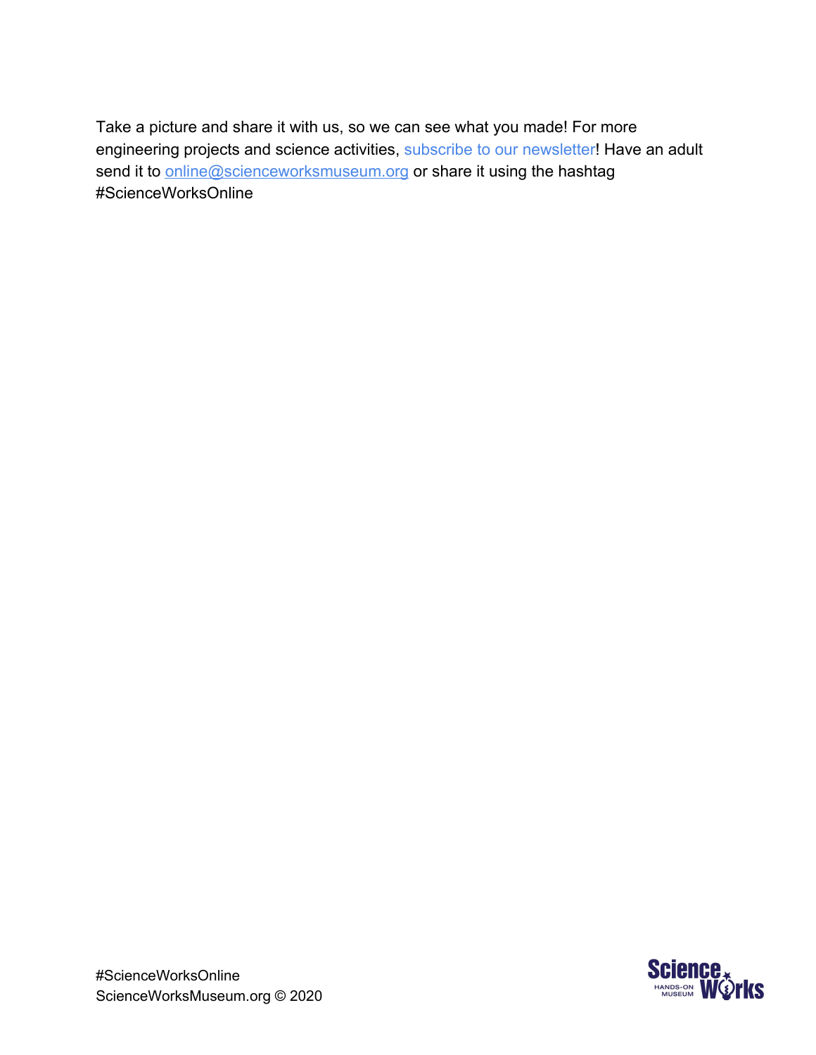Take a picture and share it with us, so we can see what you made! For more engineering projects and science activities, subscribe to our newsletter! Have an adult send it to online@scienceworksmuseum.org or share it using the hashtag #ScienceWorksOnline